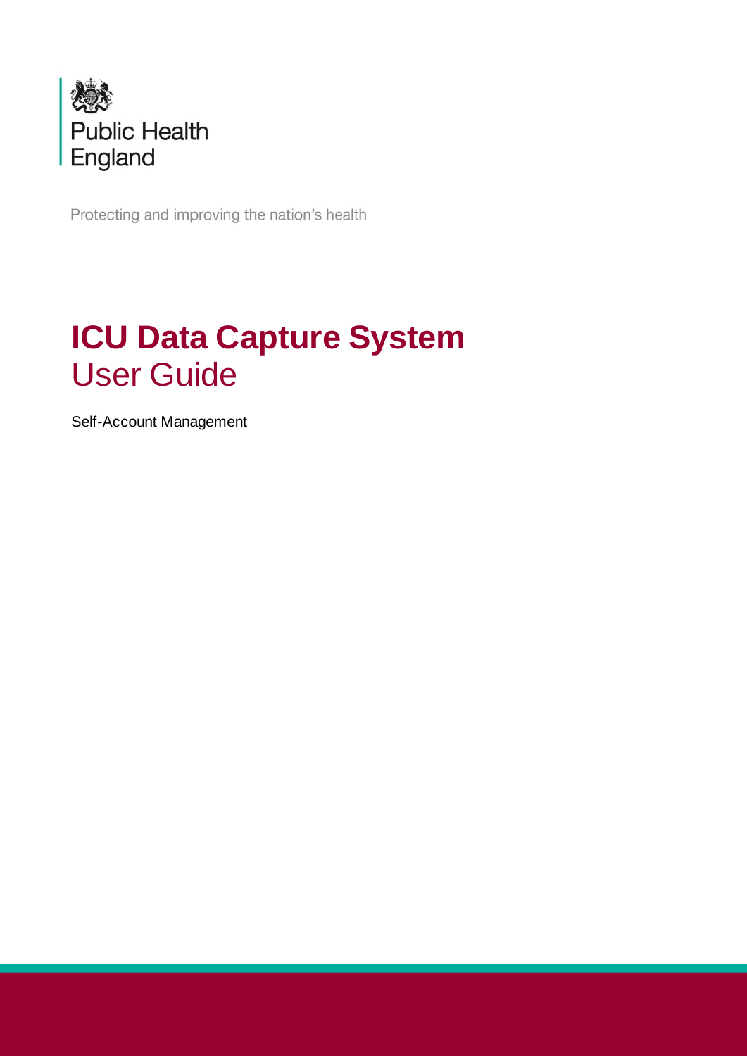Public Health England

Protecting and improving the nation's health

# ICU Data Capture System

## User Guide

Self-Account Management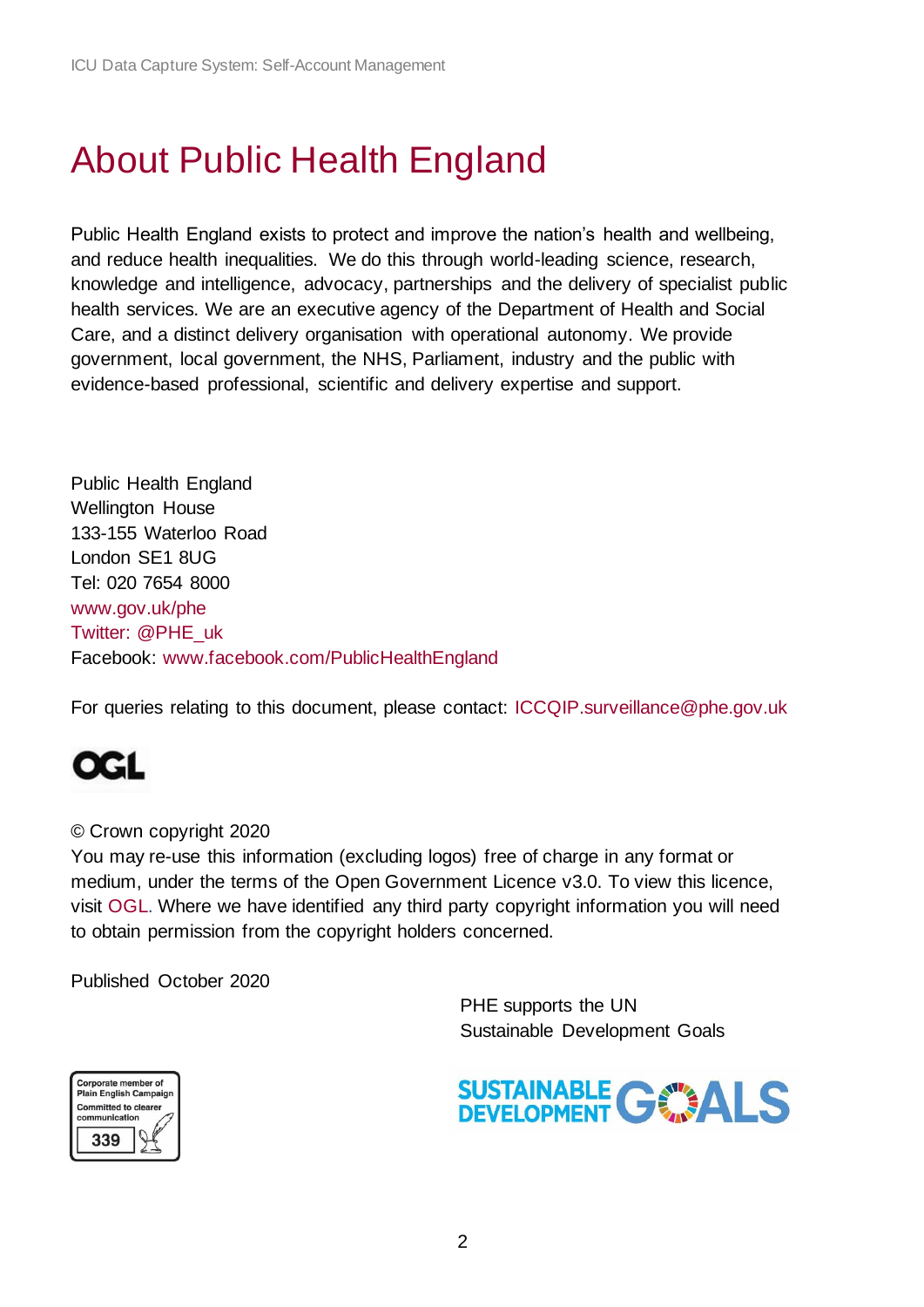# About Public Health England

Public Health England exists to protect and improve the nation's health and wellbeing, and reduce health inequalities. We do this through world-leading science, research, knowledge and intelligence, advocacy, partnerships and the delivery of specialist public health services. We are an executive agency of the Department of Health and Social Care, and a distinct delivery organisation with operational autonomy. We provide government, local government, the NHS, Parliament, industry and the public with evidence-based professional, scientific and delivery expertise and support.

Public Health England
Wellington House
133-155 Waterloo Road
London SE1 8UG
Tel: 020 7654 8000
www.gov.uk/phe
Twitter: @PHE_uk
Facebook: www.facebook.com/PublicHealthEngland

For queries relating to this document, please contact: ICCQIP.surveillance@phe.gov.uk

© Crown copyright 2020
You may re-use this information (excluding logos) free of charge in any format or medium, under the terms of the Open Government Licence v3.0. To view this licence, visit OGL. Where we have identified any third party copyright information you will need to obtain permission from the copyright holders concerned.

Published October 2020

PHE supports the UN Sustainable Development Goals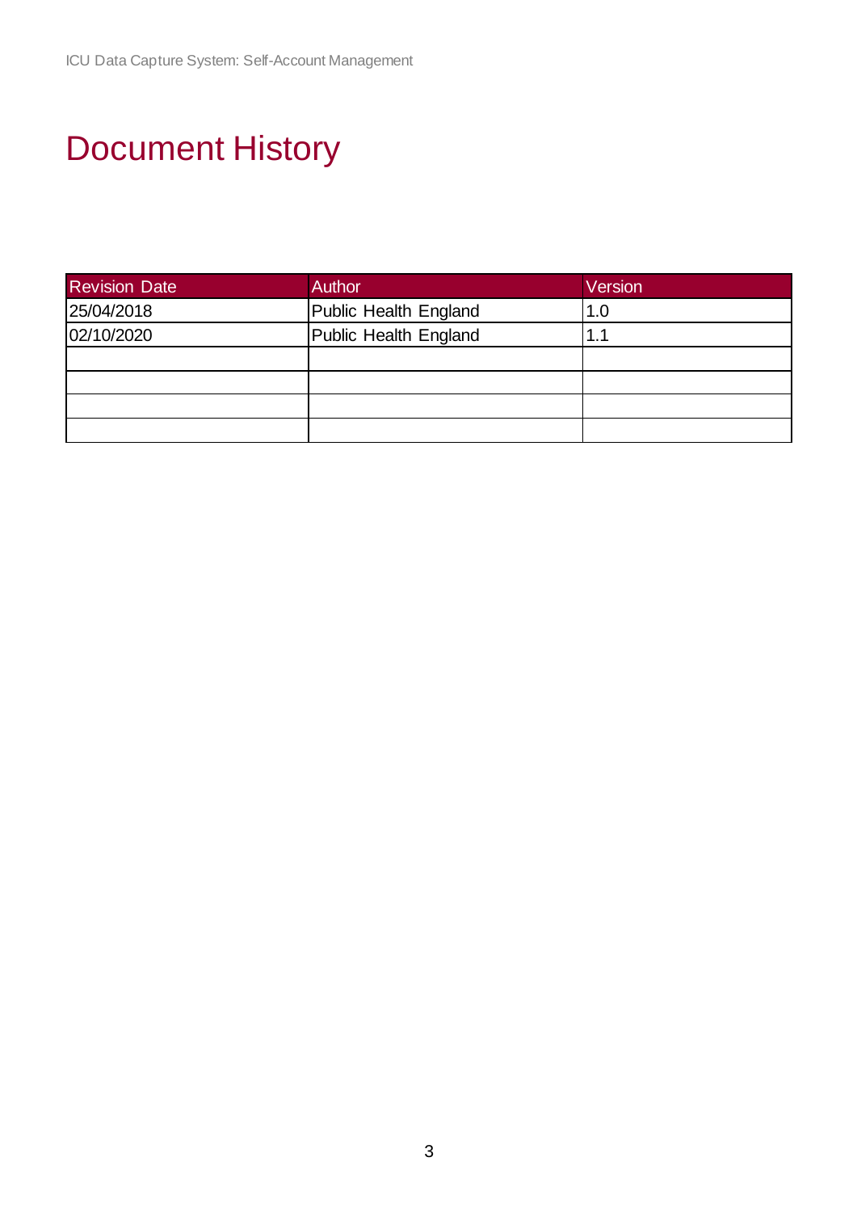# Document History

| Revision Date | Author | Version |
|---|---|---|
| 25/04/2018 | Public Health England | 1.0 |
| 02/10/2020 | Public Health England | 1.1 |
| | | |
| | | |
| | | |
| | | |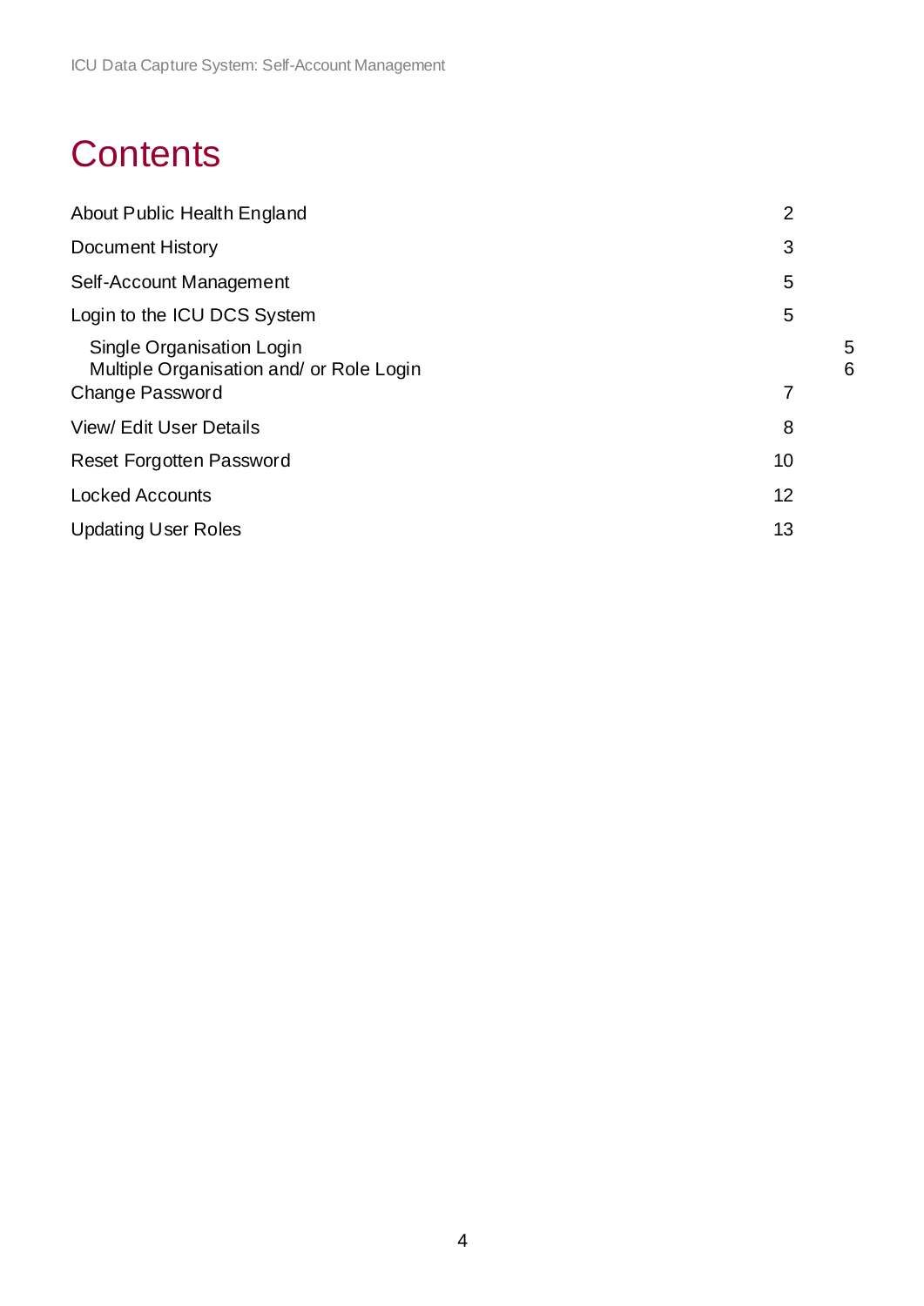# Contents

| | |
|---|---|
| About Public Health England | 2 |
| Document History | 3 |
| Self-Account Management | 5 |
| Login to the ICU DCS System | 5 |
| Single Organisation Login | 5 |
| Multiple Organisation and/ or Role Login | 6 |
| Change Password | 7 |
| View/ Edit User Details | 8 |
| Reset Forgotten Password | 10 |
| Locked Accounts | 12 |
| Updating User Roles | 13 |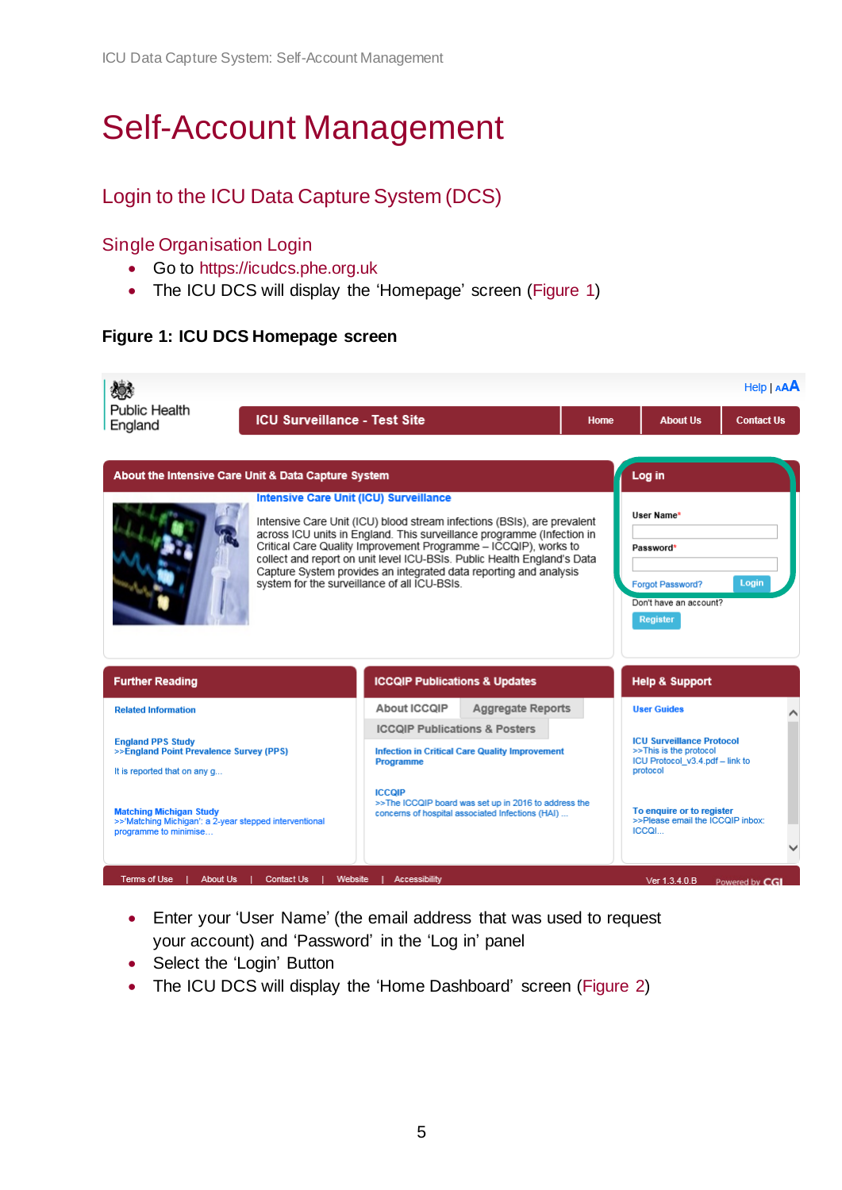# Self-Account Management

## Login to the ICU Data Capture System (DCS)

### Single Organisation Login

- Go to https://icudcs.phe.org.uk
- The ICU DCS will display the 'Homepage' screen (Figure 1)

**Figure 1: ICU DCS Homepage screen**

- Enter your 'User Name' (the email address that was used to request your account) and 'Password' in the 'Log in' panel
- Select the 'Login' Button
- The ICU DCS will display the 'Home Dashboard' screen (Figure 2)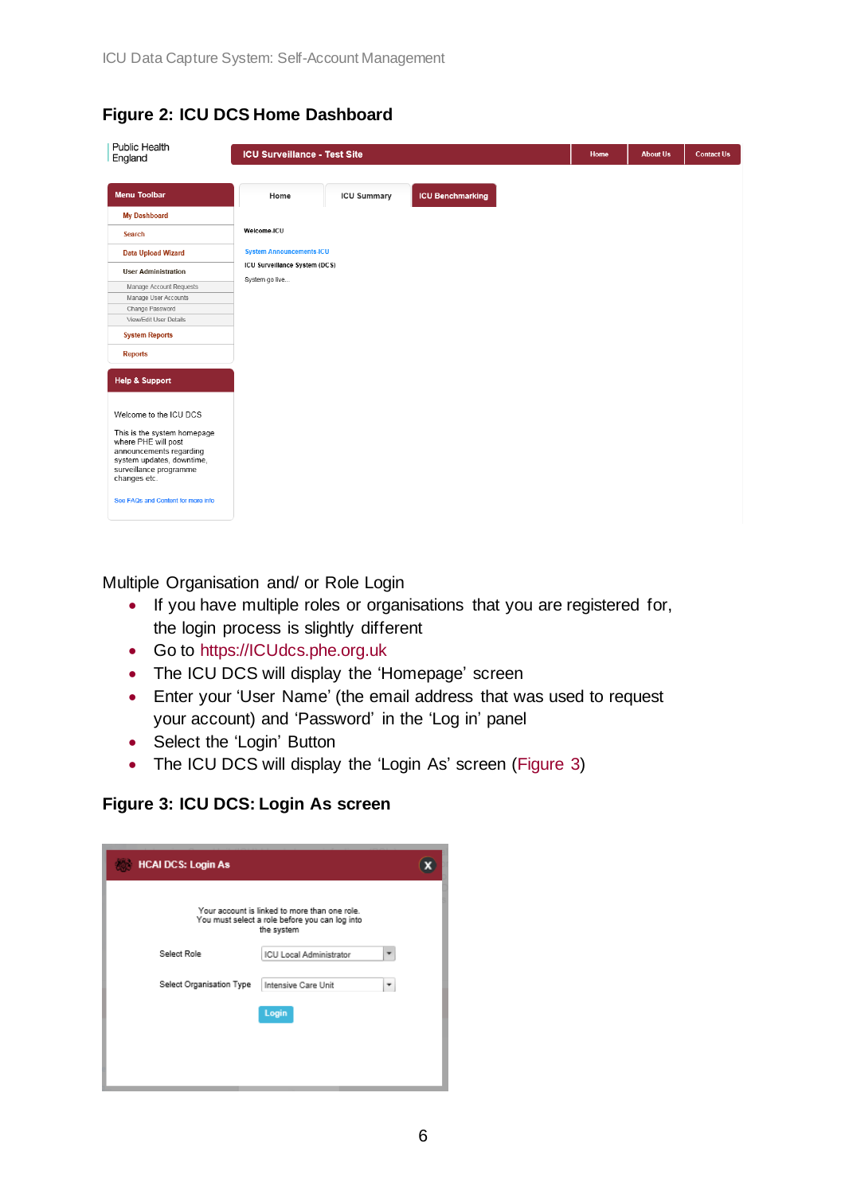**Figure 2: ICU DCS Home Dashboard**

Multiple Organisation and/ or Role Login

- If you have multiple roles or organisations that you are registered for, the login process is slightly different
- Go to https://ICUdcs.phe.org.uk
- The ICU DCS will display the 'Homepage' screen
- Enter your 'User Name' (the email address that was used to request your account) and 'Password' in the 'Log in' panel
- Select the 'Login' Button
- The ICU DCS will display the 'Login As' screen (Figure 3)

**Figure 3: ICU DCS: Login As screen**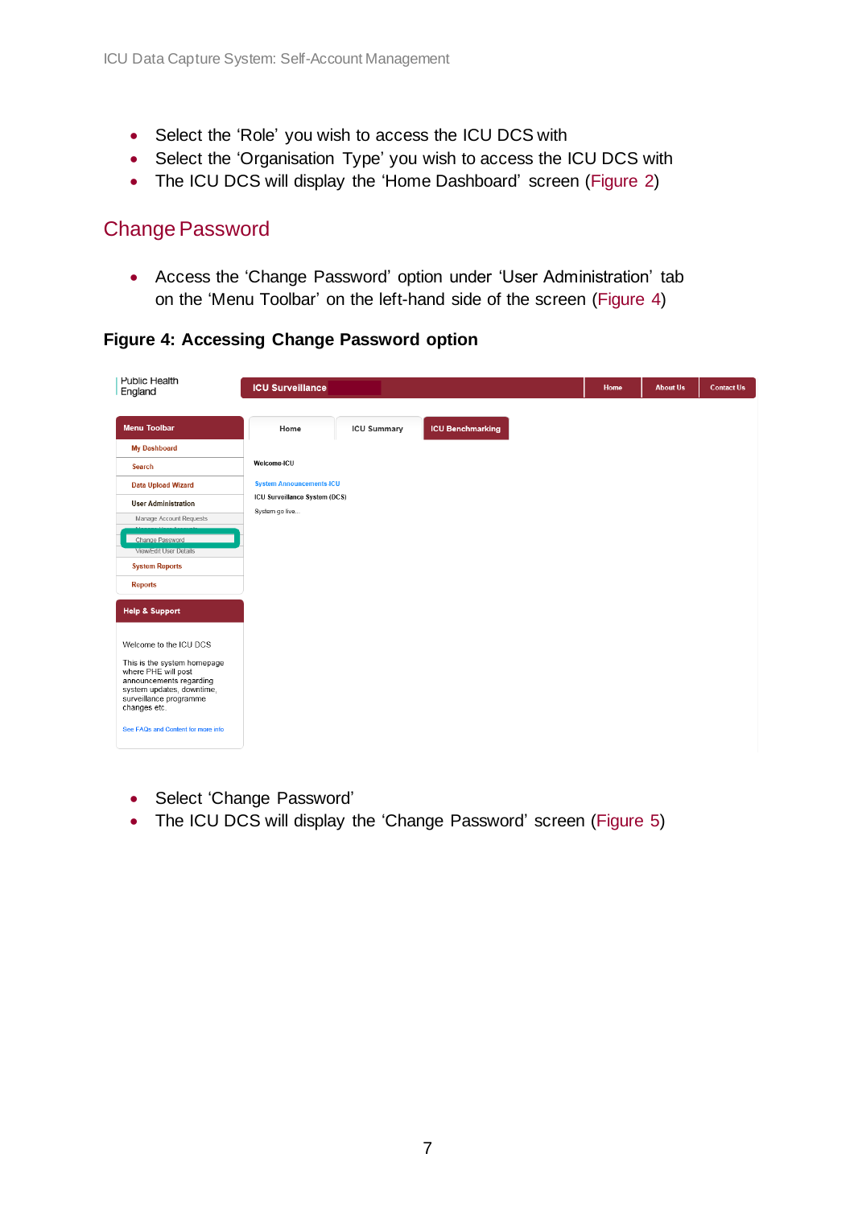- Select the 'Role' you wish to access the ICU DCS with
- Select the 'Organisation Type' you wish to access the ICU DCS with
- The ICU DCS will display the 'Home Dashboard' screen (Figure 2)

## Change Password

- Access the 'Change Password' option under 'User Administration' tab on the 'Menu Toolbar' on the left-hand side of the screen (Figure 4)

**Figure 4: Accessing Change Password option**

- Select 'Change Password'
- The ICU DCS will display the 'Change Password' screen (Figure 5)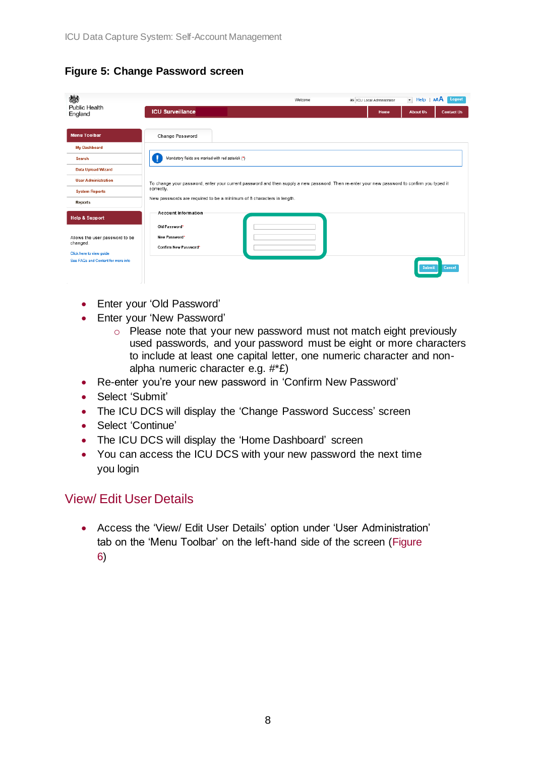**Figure 5: Change Password screen**

- Enter your 'Old Password'
- Enter your 'New Password'
    - Please note that your new password must not match eight previously used passwords, and your password must be eight or more characters to include at least one capital letter, one numeric character and non-alpha numeric character e.g. #*£)
- Re-enter you're your new password in 'Confirm New Password'
- Select 'Submit'
- The ICU DCS will display the 'Change Password Success' screen
- Select 'Continue'
- The ICU DCS will display the 'Home Dashboard' screen
- You can access the ICU DCS with your new password the next time you login

## View/ Edit User Details

- Access the 'View/ Edit User Details' option under 'User Administration' tab on the 'Menu Toolbar' on the left-hand side of the screen (Figure 6)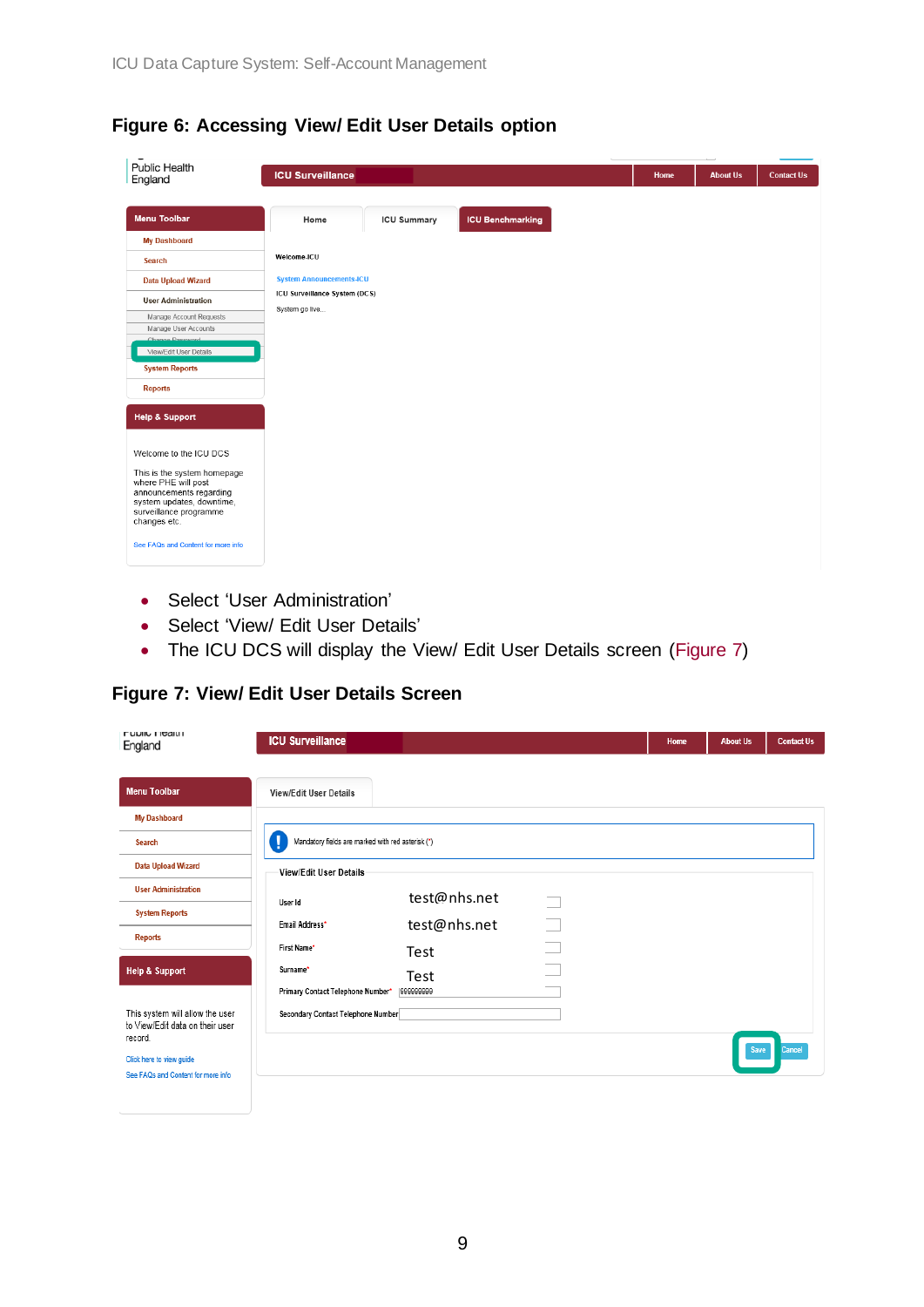## Figure 6: Accessing View/ Edit User Details option

- Select 'User Administration'
- Select 'View/ Edit User Details'
- The ICU DCS will display the View/ Edit User Details screen (Figure 7)

## Figure 7: View/ Edit User Details Screen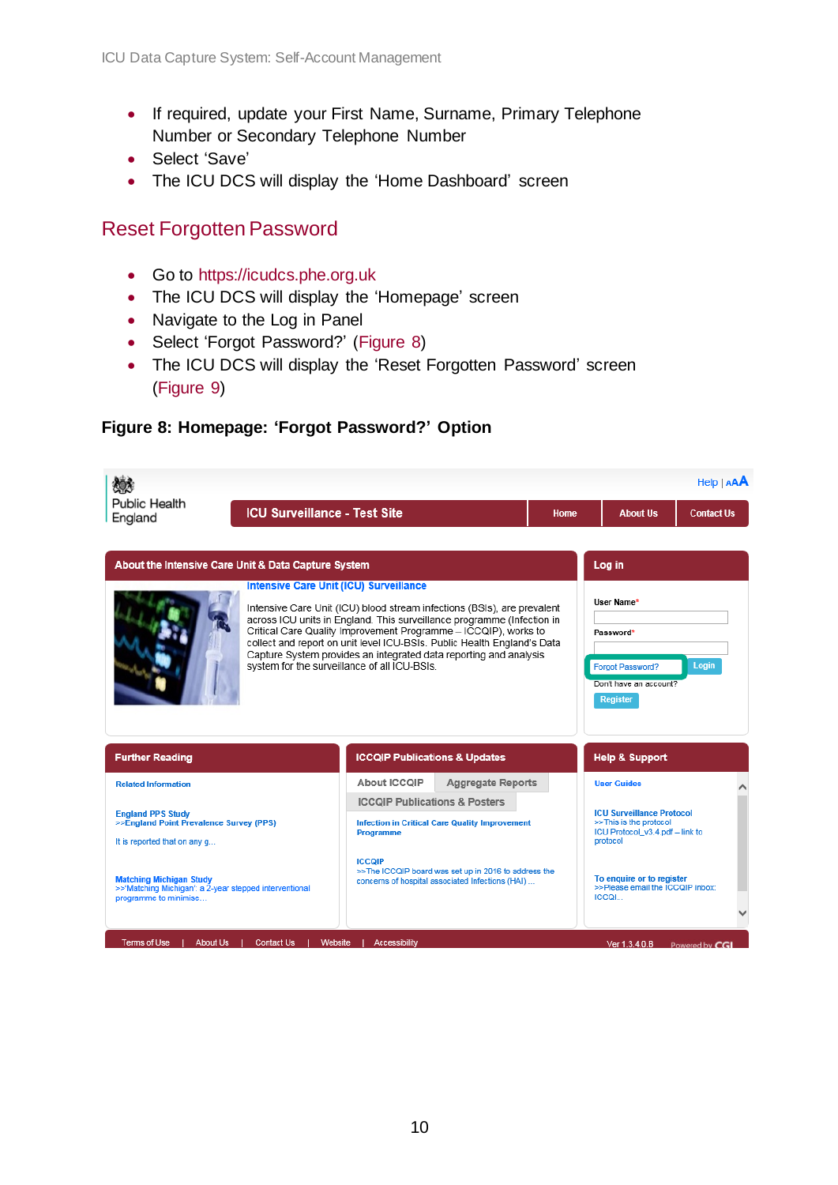- If required, update your First Name, Surname, Primary Telephone Number or Secondary Telephone Number
- Select 'Save'
- The ICU DCS will display the 'Home Dashboard' screen

## Reset Forgotten Password

- Go to https://icudcs.phe.org.uk
- The ICU DCS will display the 'Homepage' screen
- Navigate to the Log in Panel
- Select 'Forgot Password?' (Figure 8)
- The ICU DCS will display the 'Reset Forgotten Password' screen (Figure 9)

**Figure 8: Homepage: 'Forgot Password?' Option**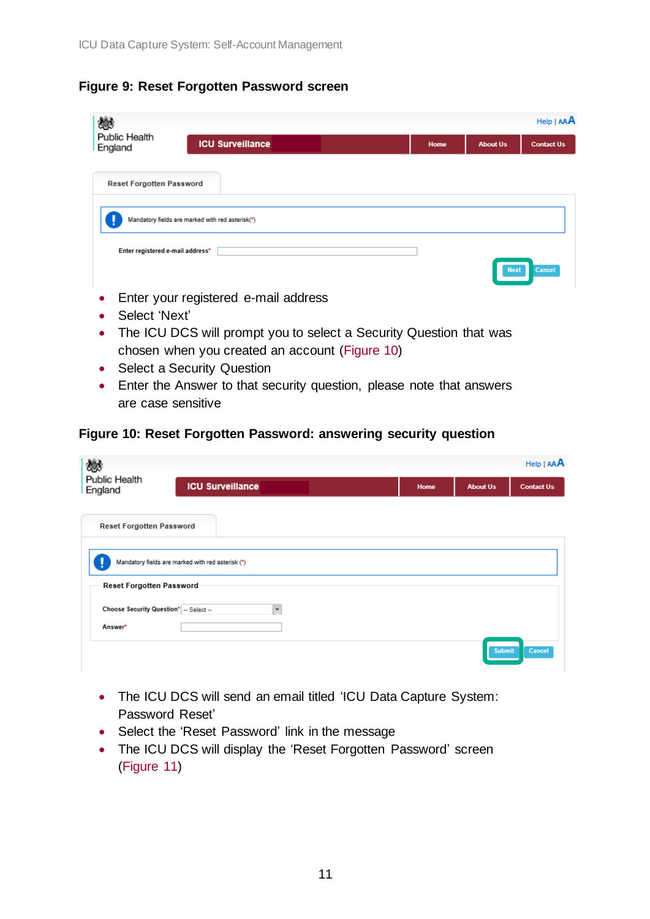**Figure 9: Reset Forgotten Password screen**

- Enter your registered e-mail address
- Select ‘Next’
- The ICU DCS will prompt you to select a Security Question that was chosen when you created an account (Figure 10)
- Select a Security Question
- Enter the Answer to that security question, please note that answers are case sensitive

**Figure 10: Reset Forgotten Password: answering security question**

- The ICU DCS will send an email titled ‘ICU Data Capture System: Password Reset’
- Select the ‘Reset Password’ link in the message
- The ICU DCS will display the ‘Reset Forgotten Password’ screen (Figure 11)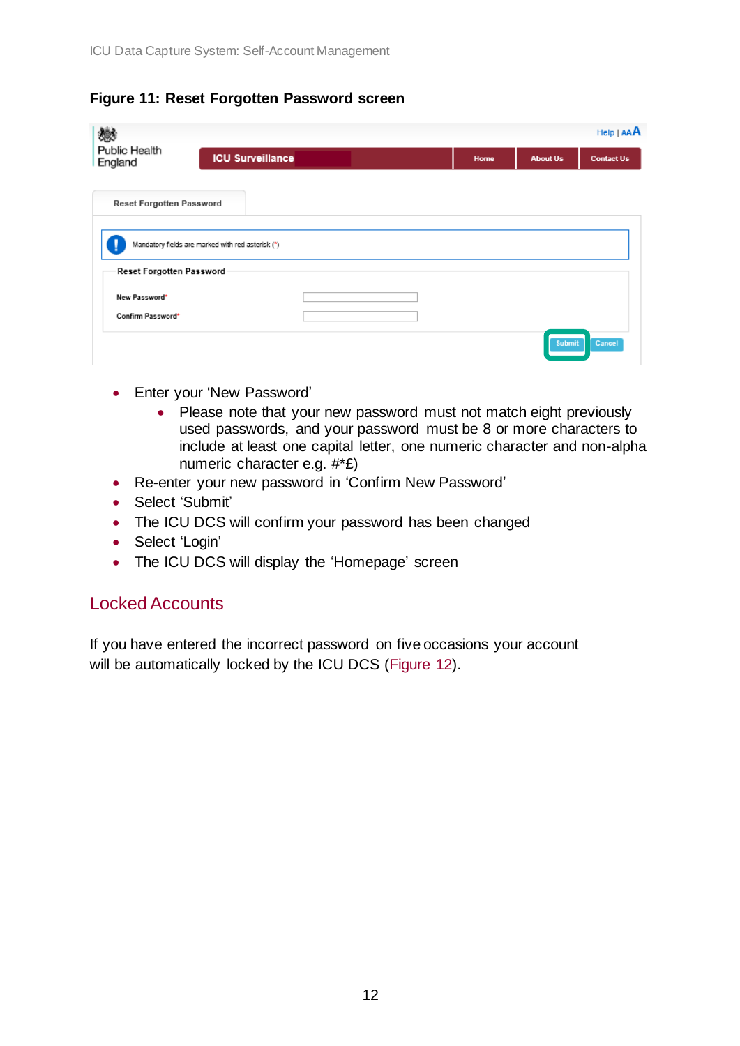**Figure 11: Reset Forgotten Password screen**

- Enter your 'New Password'
    - Please note that your new password must not match eight previously used passwords, and your password must be 8 or more characters to include at least one capital letter, one numeric character and non-alpha numeric character e.g. #*£)
- Re-enter your new password in 'Confirm New Password'
- Select 'Submit'
- The ICU DCS will confirm your password has been changed
- Select 'Login'
- The ICU DCS will display the 'Homepage' screen

## Locked Accounts

If you have entered the incorrect password on five occasions your account will be automatically locked by the ICU DCS (Figure 12).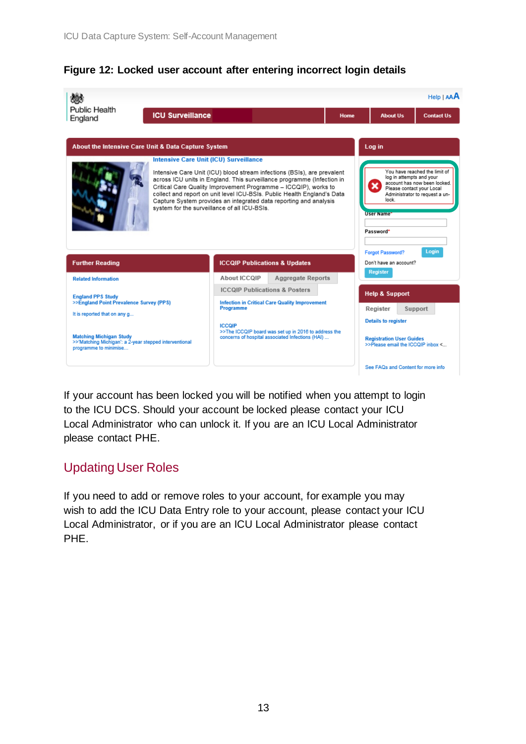**Figure 12: Locked user account after entering incorrect login details**

If your account has been locked you will be notified when you attempt to login to the ICU DCS. Should your account be locked please contact your ICU Local Administrator who can unlock it. If you are an ICU Local Administrator please contact PHE.

## Updating User Roles

If you need to add or remove roles to your account, for example you may wish to add the ICU Data Entry role to your account, please contact your ICU Local Administrator, or if you are an ICU Local Administrator please contact PHE.